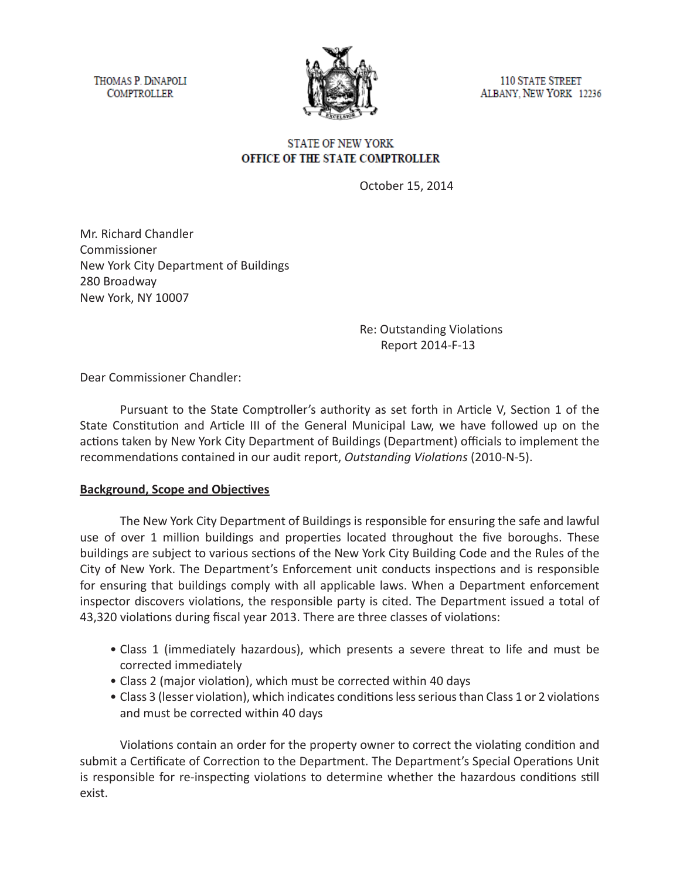THOMAS P. DINAPOLI
COMPTROLLER

110 STATE STREET
ALBANY, NEW YORK 12236

STATE OF NEW YORK
**OFFICE OF THE STATE COMPTROLLER**

October 15, 2014

Mr. Richard Chandler
Commissioner
New York City Department of Buildings
280 Broadway
New York, NY 10007

Re: Outstanding Violations
Report 2014-F-13

Dear Commissioner Chandler:

Pursuant to the State Comptroller's authority as set forth in Article V, Section 1 of the State Constitution and Article III of the General Municipal Law, we have followed up on the actions taken by New York City Department of Buildings (Department) officials to implement the recommendations contained in our audit report, *Outstanding Violations* (2010-N-5).

## Background, Scope and Objectives

The New York City Department of Buildings is responsible for ensuring the safe and lawful use of over 1 million buildings and properties located throughout the five boroughs. These buildings are subject to various sections of the New York City Building Code and the Rules of the City of New York. The Department's Enforcement unit conducts inspections and is responsible for ensuring that buildings comply with all applicable laws. When a Department enforcement inspector discovers violations, the responsible party is cited. The Department issued a total of 43,320 violations during fiscal year 2013. There are three classes of violations:

- Class 1 (immediately hazardous), which presents a severe threat to life and must be corrected immediately
- Class 2 (major violation), which must be corrected within 40 days
- Class 3 (lesser violation), which indicates conditions less serious than Class 1 or 2 violations and must be corrected within 40 days

Violations contain an order for the property owner to correct the violating condition and submit a Certificate of Correction to the Department. The Department's Special Operations Unit is responsible for re-inspecting violations to determine whether the hazardous conditions still exist.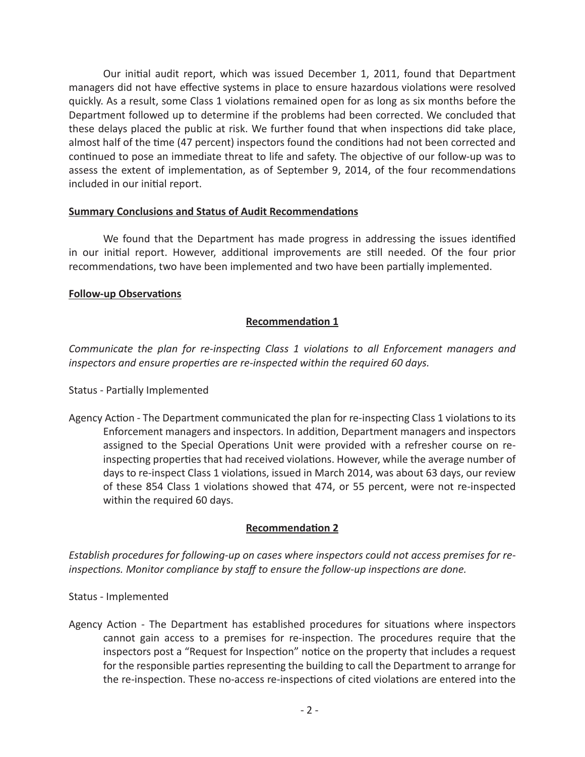Our initial audit report, which was issued December 1, 2011, found that Department managers did not have effective systems in place to ensure hazardous violations were resolved quickly. As a result, some Class 1 violations remained open for as long as six months before the Department followed up to determine if the problems had been corrected. We concluded that these delays placed the public at risk. We further found that when inspections did take place, almost half of the time (47 percent) inspectors found the conditions had not been corrected and continued to pose an immediate threat to life and safety. The objective of our follow-up was to assess the extent of implementation, as of September 9, 2014, of the four recommendations included in our initial report.

**Summary Conclusions and Status of Audit Recommendations**

We found that the Department has made progress in addressing the issues identified in our initial report. However, additional improvements are still needed. Of the four prior recommendations, two have been implemented and two have been partially implemented.

**Follow-up Observations**

**Recommendation 1**

*Communicate the plan for re-inspecting Class 1 violations to all Enforcement managers and inspectors and ensure properties are re-inspected within the required 60 days.*

Status - Partially Implemented

Agency Action - The Department communicated the plan for re-inspecting Class 1 violations to its Enforcement managers and inspectors. In addition, Department managers and inspectors assigned to the Special Operations Unit were provided with a refresher course on re-inspecting properties that had received violations. However, while the average number of days to re-inspect Class 1 violations, issued in March 2014, was about 63 days, our review of these 854 Class 1 violations showed that 474, or 55 percent, were not re-inspected within the required 60 days.

**Recommendation 2**

*Establish procedures for following-up on cases where inspectors could not access premises for re-inspections. Monitor compliance by staff to ensure the follow-up inspections are done.*

Status - Implemented

Agency Action - The Department has established procedures for situations where inspectors cannot gain access to a premises for re-inspection. The procedures require that the inspectors post a "Request for Inspection" notice on the property that includes a request for the responsible parties representing the building to call the Department to arrange for the re-inspection. These no-access re-inspections of cited violations are entered into the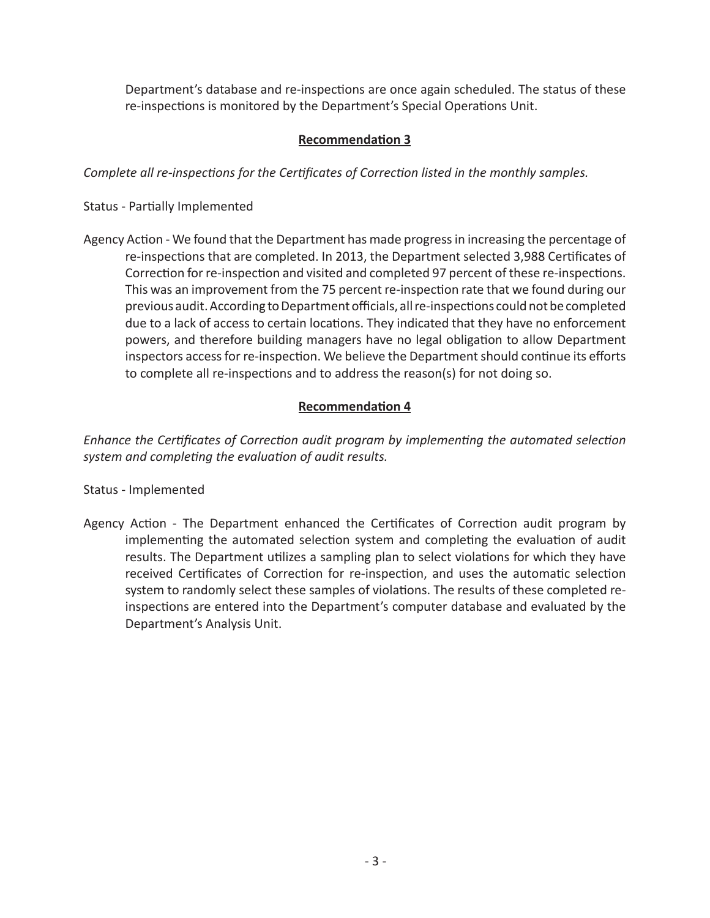Department's database and re-inspections are once again scheduled. The status of these re-inspections is monitored by the Department's Special Operations Unit.

**Recommendation 3**

*Complete all re-inspections for the Certificates of Correction listed in the monthly samples.*

Status - Partially Implemented

Agency Action - We found that the Department has made progress in increasing the percentage of re-inspections that are completed. In 2013, the Department selected 3,988 Certificates of Correction for re-inspection and visited and completed 97 percent of these re-inspections. This was an improvement from the 75 percent re-inspection rate that we found during our previous audit. According to Department officials, all re-inspections could not be completed due to a lack of access to certain locations. They indicated that they have no enforcement powers, and therefore building managers have no legal obligation to allow Department inspectors access for re-inspection. We believe the Department should continue its efforts to complete all re-inspections and to address the reason(s) for not doing so.

**Recommendation 4**

*Enhance the Certificates of Correction audit program by implementing the automated selection system and completing the evaluation of audit results.*

Status - Implemented

Agency Action - The Department enhanced the Certificates of Correction audit program by implementing the automated selection system and completing the evaluation of audit results. The Department utilizes a sampling plan to select violations for which they have received Certificates of Correction for re-inspection, and uses the automatic selection system to randomly select these samples of violations. The results of these completed re-inspections are entered into the Department's computer database and evaluated by the Department's Analysis Unit.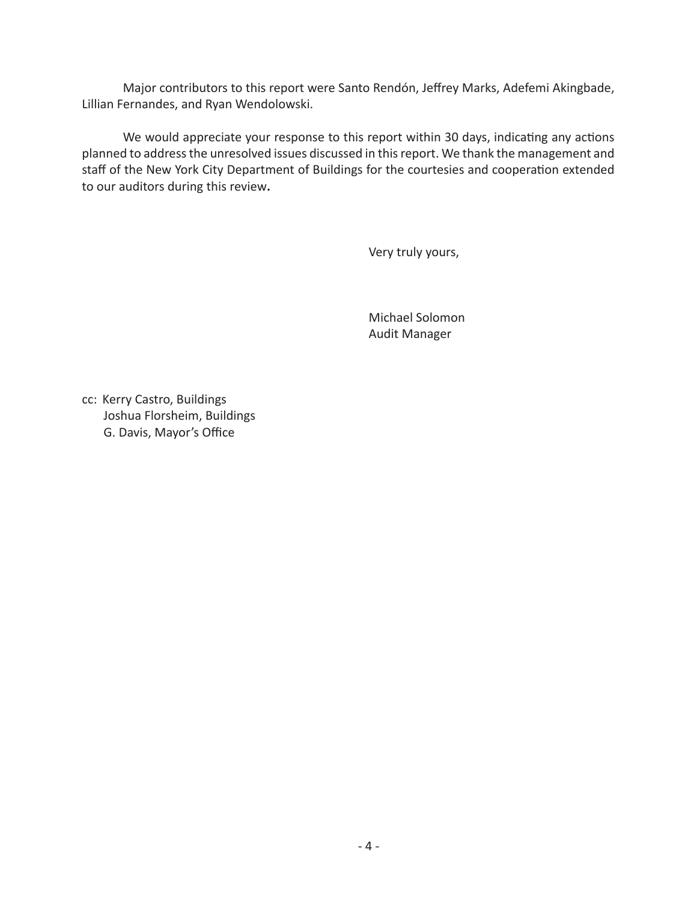Major contributors to this report were Santo Rendón, Jeffrey Marks, Adefemi Akingbade, Lillian Fernandes, and Ryan Wendolowski.

We would appreciate your response to this report within 30 days, indicating any actions planned to address the unresolved issues discussed in this report. We thank the management and staff of the New York City Department of Buildings for the courtesies and cooperation extended to our auditors during this review.

Very truly yours,

Michael Solomon
Audit Manager

cc: Kerry Castro, Buildings
Joshua Florsheim, Buildings
G. Davis, Mayor's Office